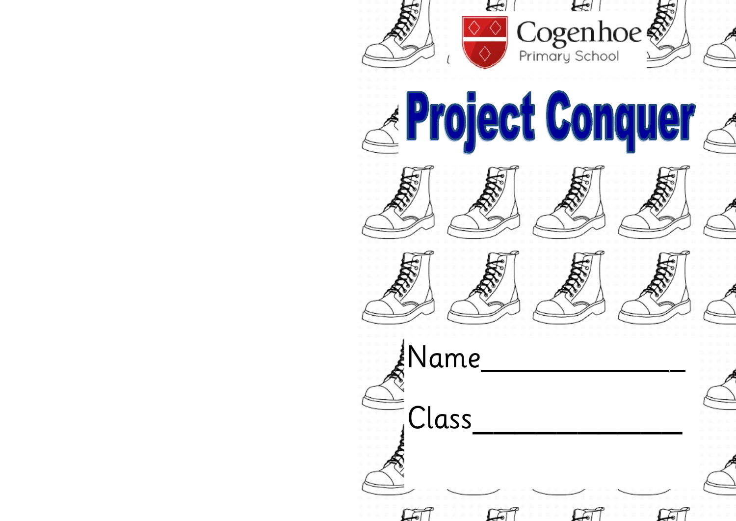Cogenhoe
Primary School

# Project Conquer

Name_______________

Class_______________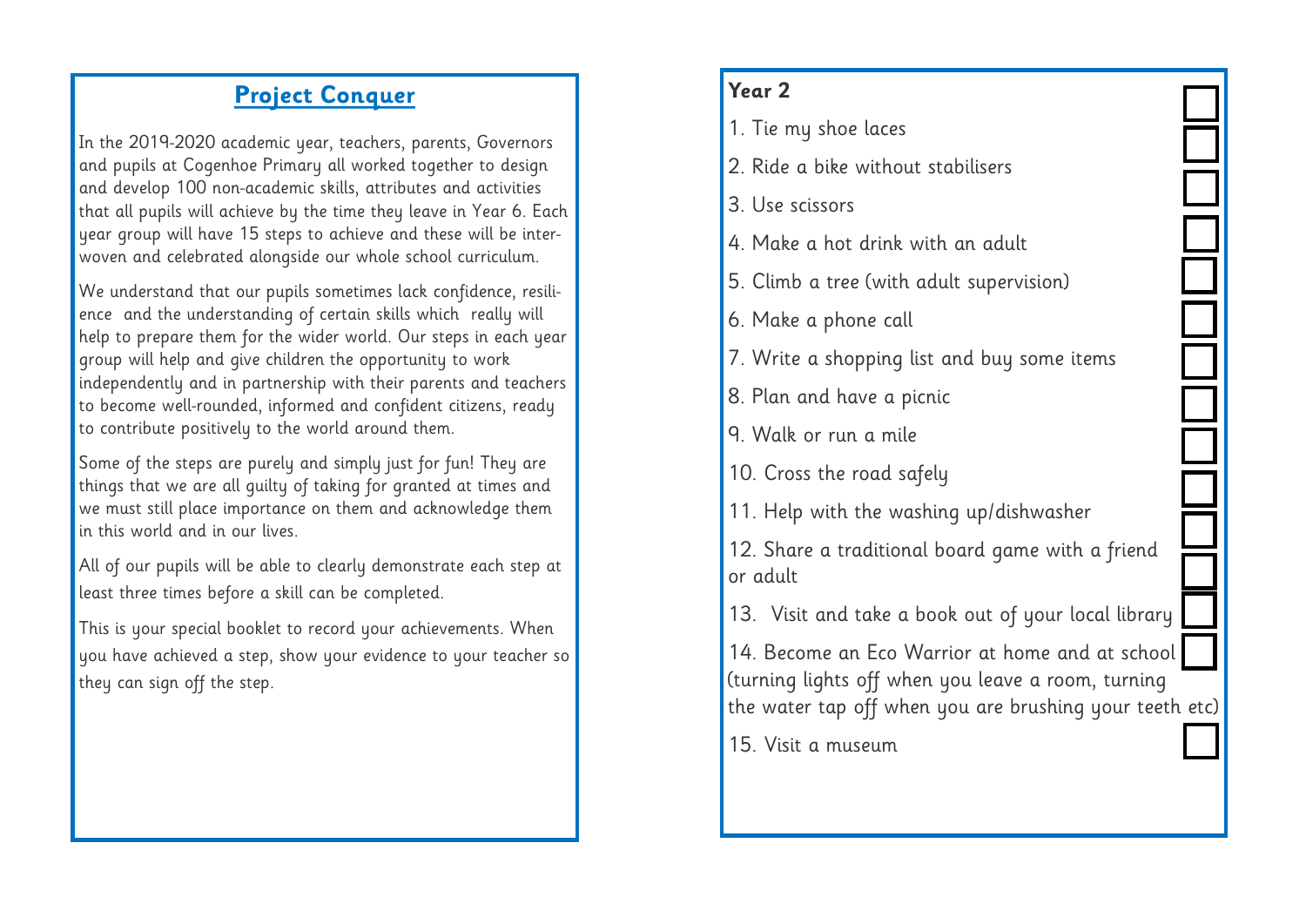## Project Conquer

In the 2019-2020 academic year, teachers, parents, Governors and pupils at Cogenhoe Primary all worked together to design and develop 100 non-academic skills, attributes and activities that all pupils will achieve by the time they leave in Year 6. Each year group will have 15 steps to achieve and these will be interwoven and celebrated alongside our whole school curriculum.

We understand that our pupils sometimes lack confidence, resilience and the understanding of certain skills which really will help to prepare them for the wider world. Our steps in each year group will help and give children the opportunity to work independently and in partnership with their parents and teachers to become well-rounded, informed and confident citizens, ready to contribute positively to the world around them.

Some of the steps are purely and simply just for fun! They are things that we are all guilty of taking for granted at times and we must still place importance on them and acknowledge them in this world and in our lives.

All of our pupils will be able to clearly demonstrate each step at least three times before a skill can be completed.

This is your special booklet to record your achievements. When you have achieved a step, show your evidence to your teacher so they can sign off the step.

**Year 2**

1. Tie my shoe laces ☐
2. Ride a bike without stabilisers ☐
3. Use scissors ☐
4. Make a hot drink with an adult ☐
5. Climb a tree (with adult supervision) ☐
6. Make a phone call ☐
7. Write a shopping list and buy some items ☐
8. Plan and have a picnic ☐
9. Walk or run a mile ☐
10. Cross the road safely ☐
11. Help with the washing up/dishwasher ☐
12. Share a traditional board game with a friend or adult ☐
13. Visit and take a book out of your local library ☐
14. Become an Eco Warrior at home and at school (turning lights off when you leave a room, turning the water tap off when you are brushing your teeth etc) ☐
15. Visit a museum ☐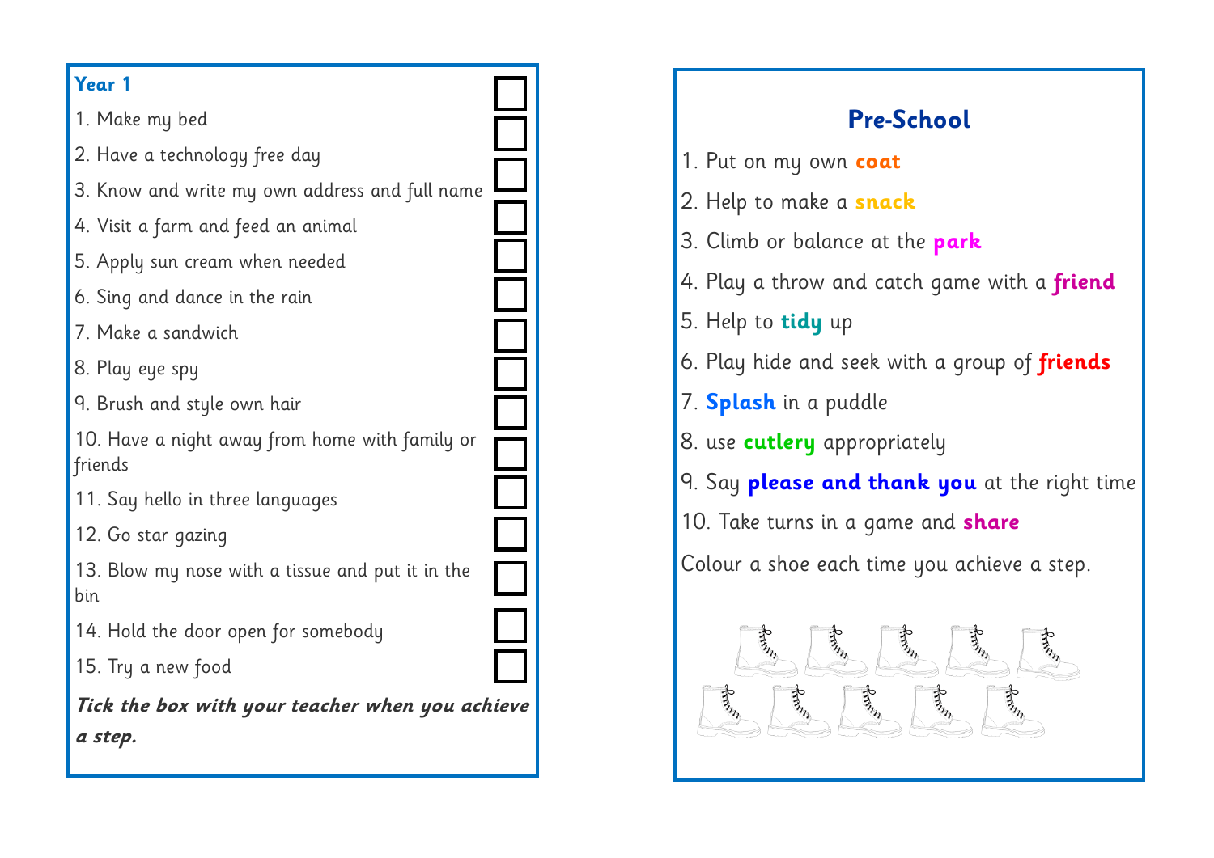**Year 1**

1. Make my bed
2. Have a technology free day
3. Know and write my own address and full name
4. Visit a farm and feed an animal
5. Apply sun cream when needed
6. Sing and dance in the rain
7. Make a sandwich
8. Play eye spy
9. Brush and style own hair
10. Have a night away from home with family or friends
11. Say hello in three languages
12. Go star gazing
13. Blow my nose with a tissue and put it in the bin
14. Hold the door open for somebody
15. Try a new food

***Tick the box with your teacher when you achieve a step.***

## Pre-School

1. Put on my own **coat**
2. Help to make a **snack**
3. Climb or balance at the **park**
4. Play a throw and catch game with a **friend**
5. Help to **tidy** up
6. Play hide and seek with a group of **friends**
7. **Splash** in a puddle
8. use **cutlery** appropriately
9. Say **please and thank you** at the right time
10. Take turns in a game and **share**

Colour a shoe each time you achieve a step.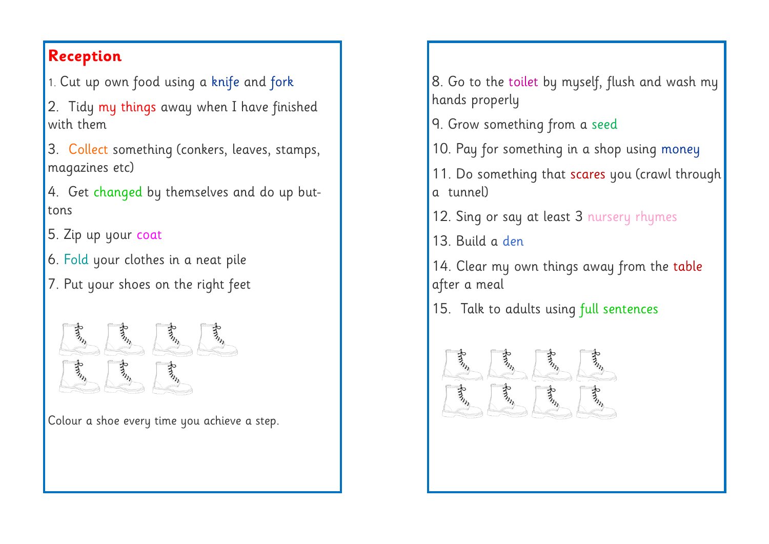# Reception

1. Cut up own food using a knife and fork

2. Tidy my things away when I have finished with them

3. Collect something (conkers, leaves, stamps, magazines etc)

4. Get changed by themselves and do up buttons

5. Zip up your coat

6. Fold your clothes in a neat pile

7. Put your shoes on the right feet

Colour a shoe every time you achieve a step.

8. Go to the toilet by myself, flush and wash my hands properly

9. Grow something from a seed

10. Pay for something in a shop using money

11. Do something that scares you (crawl through a tunnel)

12. Sing or say at least 3 nursery rhymes

13. Build a den

14. Clear my own things away from the table after a meal

15. Talk to adults using full sentences